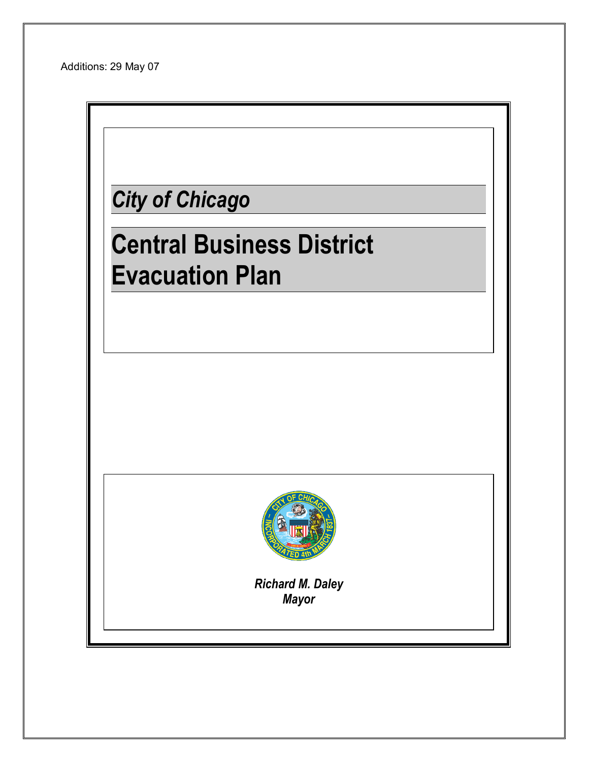Additions: 29 May 07

*City of Chicago*

# Central Business District Evacuation Plan

***Richard M. Daley***
***Mayor***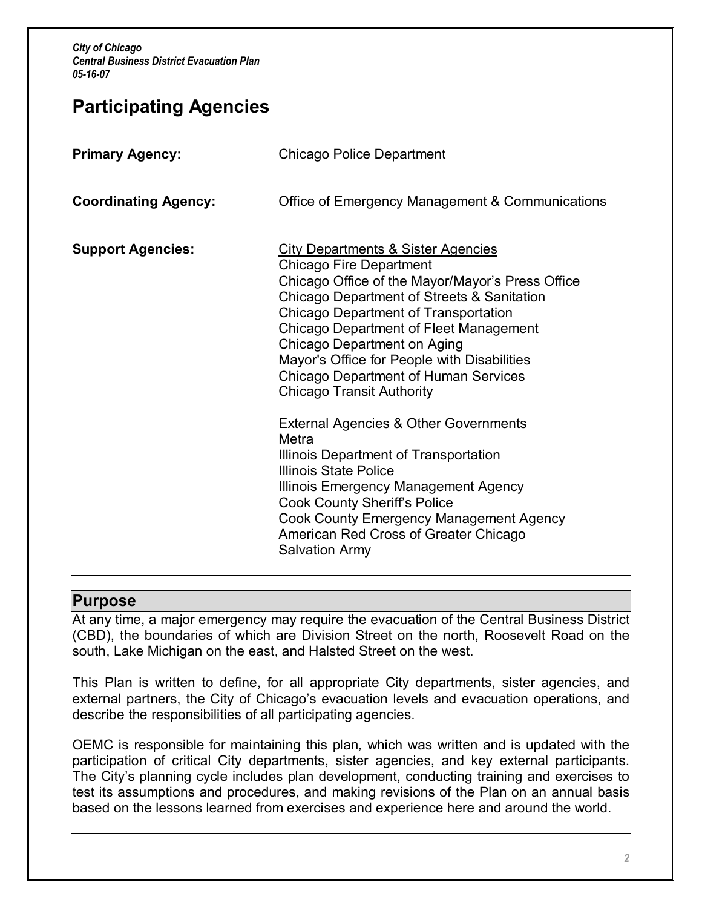# Participating Agencies

**Primary Agency:** Chicago Police Department

**Coordinating Agency:** Office of Emergency Management & Communications

**Support Agencies:**

City Departments & Sister Agencies
- Chicago Fire Department
- Chicago Office of the Mayor/Mayor's Press Office
- Chicago Department of Streets & Sanitation
- Chicago Department of Transportation
- Chicago Department of Fleet Management
- Chicago Department on Aging
- Mayor's Office for People with Disabilities
- Chicago Department of Human Services
- Chicago Transit Authority

External Agencies & Other Governments
- Metra
- Illinois Department of Transportation
- Illinois State Police
- Illinois Emergency Management Agency
- Cook County Sheriff's Police
- Cook County Emergency Management Agency
- American Red Cross of Greater Chicago
- Salvation Army

## Purpose

At any time, a major emergency may require the evacuation of the Central Business District (CBD), the boundaries of which are Division Street on the north, Roosevelt Road on the south, Lake Michigan on the east, and Halsted Street on the west.

This Plan is written to define, for all appropriate City departments, sister agencies, and external partners, the City of Chicago's evacuation levels and evacuation operations, and describe the responsibilities of all participating agencies.

OEMC is responsible for maintaining this plan*,* which was written and is updated with the participation of critical City departments, sister agencies, and key external participants. The City's planning cycle includes plan development, conducting training and exercises to test its assumptions and procedures, and making revisions of the Plan on an annual basis based on the lessons learned from exercises and experience here and around the world.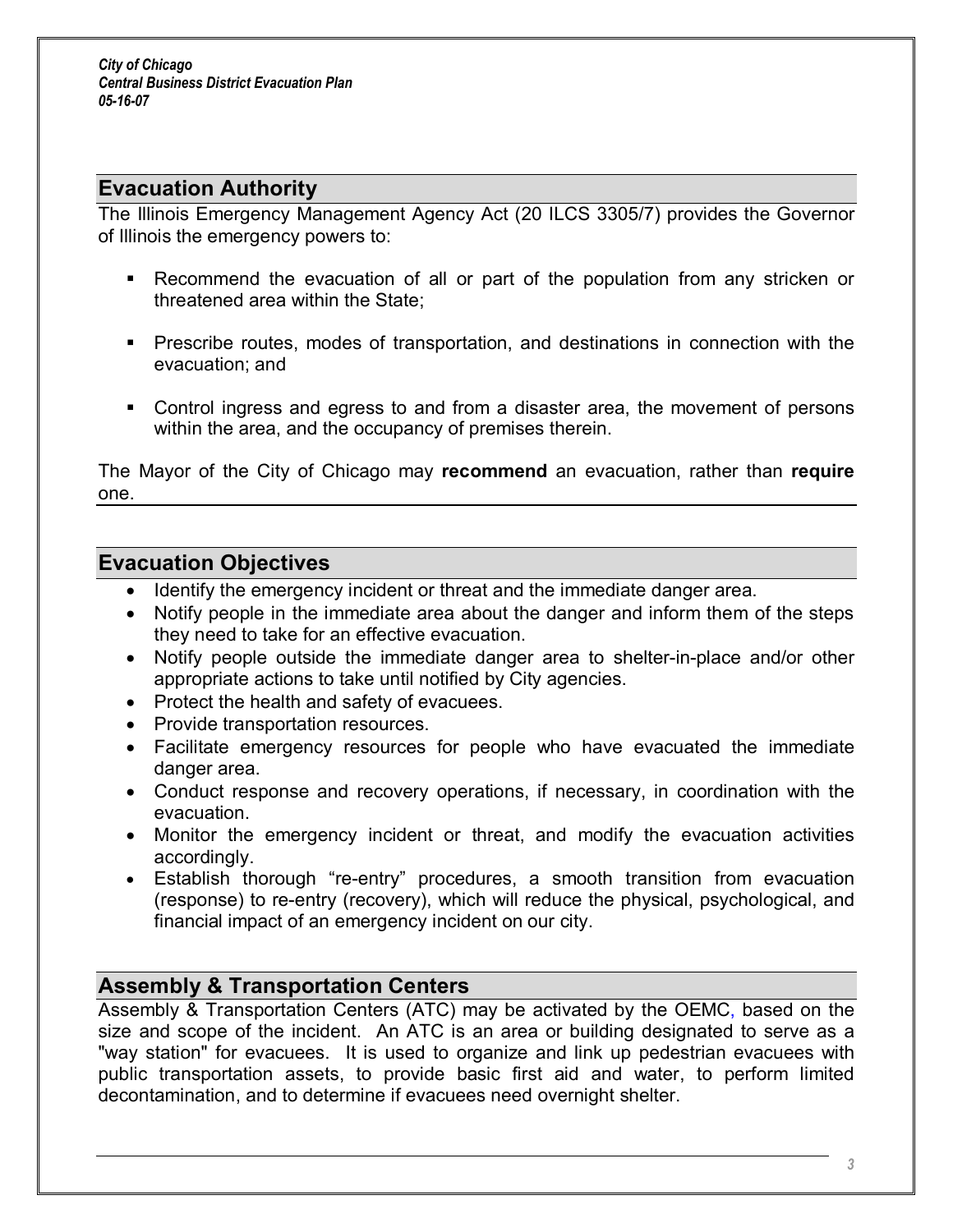## Evacuation Authority

The Illinois Emergency Management Agency Act (20 ILCS 3305/7) provides the Governor of Illinois the emergency powers to:

- Recommend the evacuation of all or part of the population from any stricken or threatened area within the State;
- Prescribe routes, modes of transportation, and destinations in connection with the evacuation; and
- Control ingress and egress to and from a disaster area, the movement of persons within the area, and the occupancy of premises therein.

The Mayor of the City of Chicago may **recommend** an evacuation, rather than **require** one.

## Evacuation Objectives

- Identify the emergency incident or threat and the immediate danger area.
- Notify people in the immediate area about the danger and inform them of the steps they need to take for an effective evacuation.
- Notify people outside the immediate danger area to shelter-in-place and/or other appropriate actions to take until notified by City agencies.
- Protect the health and safety of evacuees.
- Provide transportation resources.
- Facilitate emergency resources for people who have evacuated the immediate danger area.
- Conduct response and recovery operations, if necessary, in coordination with the evacuation.
- Monitor the emergency incident or threat, and modify the evacuation activities accordingly.
- Establish thorough "re-entry" procedures, a smooth transition from evacuation (response) to re-entry (recovery), which will reduce the physical, psychological, and financial impact of an emergency incident on our city.

## Assembly & Transportation Centers

Assembly & Transportation Centers (ATC) may be activated by the OEMC, based on the size and scope of the incident. An ATC is an area or building designated to serve as a "way station" for evacuees. It is used to organize and link up pedestrian evacuees with public transportation assets, to provide basic first aid and water, to perform limited decontamination, and to determine if evacuees need overnight shelter.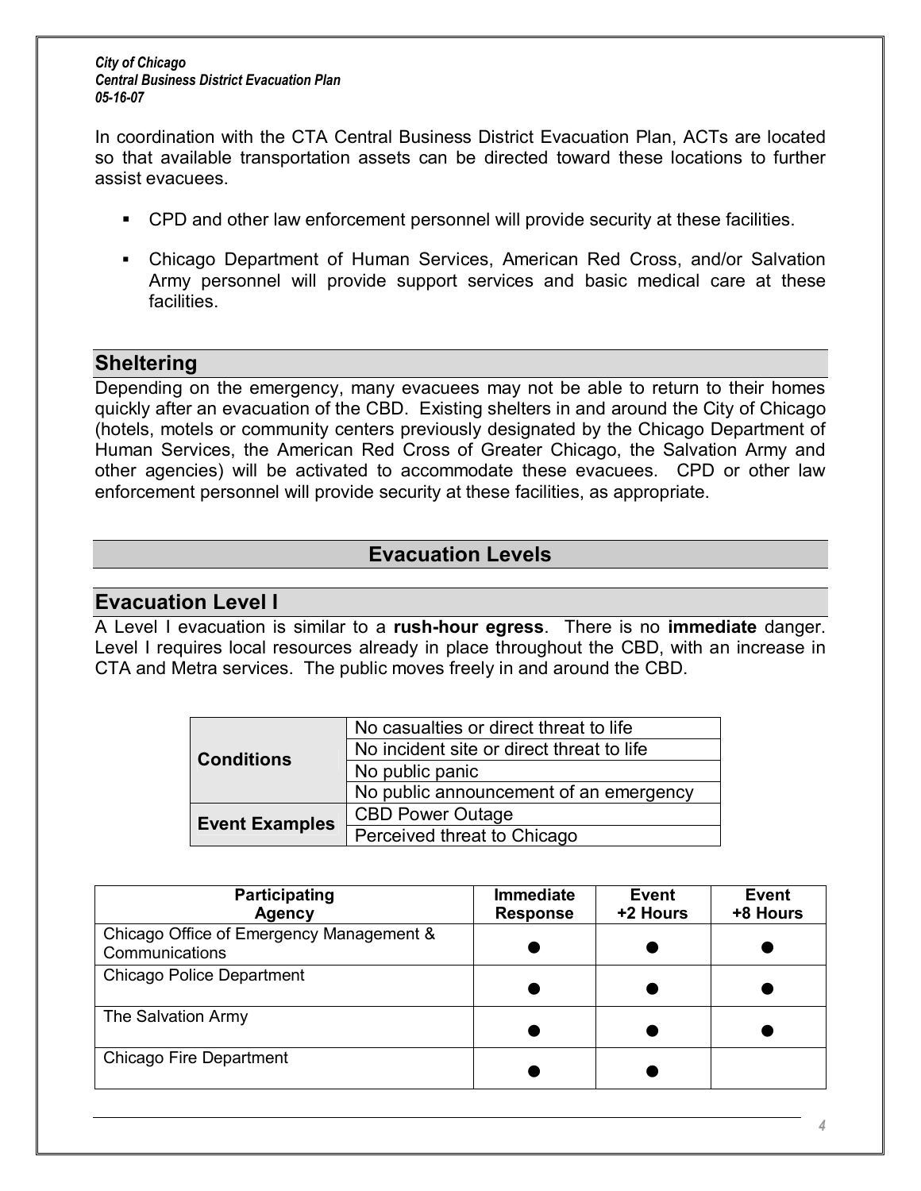In coordination with the CTA Central Business District Evacuation Plan, ACTs are located so that available transportation assets can be directed toward these locations to further assist evacuees.

- CPD and other law enforcement personnel will provide security at these facilities.
- Chicago Department of Human Services, American Red Cross, and/or Salvation Army personnel will provide support services and basic medical care at these facilities.

## Sheltering

Depending on the emergency, many evacuees may not be able to return to their homes quickly after an evacuation of the CBD. Existing shelters in and around the City of Chicago (hotels, motels or community centers previously designated by the Chicago Department of Human Services, the American Red Cross of Greater Chicago, the Salvation Army and other agencies) will be activated to accommodate these evacuees. CPD or other law enforcement personnel will provide security at these facilities, as appropriate.

# Evacuation Levels

## Evacuation Level I

A Level I evacuation is similar to a **rush-hour egress**. There is no **immediate** danger. Level I requires local resources already in place throughout the CBD, with an increase in CTA and Metra services. The public moves freely in and around the CBD.

| | |
|---|---|
| **Conditions** | No casualties or direct threat to life |
| | No incident site or direct threat to life |
| | No public panic |
| | No public announcement of an emergency |
| **Event Examples** | CBD Power Outage |
| | Perceived threat to Chicago |

| Participating Agency | Immediate Response | Event +2 Hours | Event +8 Hours |
|---|---|---|---|
| Chicago Office of Emergency Management & Communications | ● | ● | ● |
| Chicago Police Department | ● | ● | ● |
| The Salvation Army | ● | ● | ● |
| Chicago Fire Department | ● | ● | |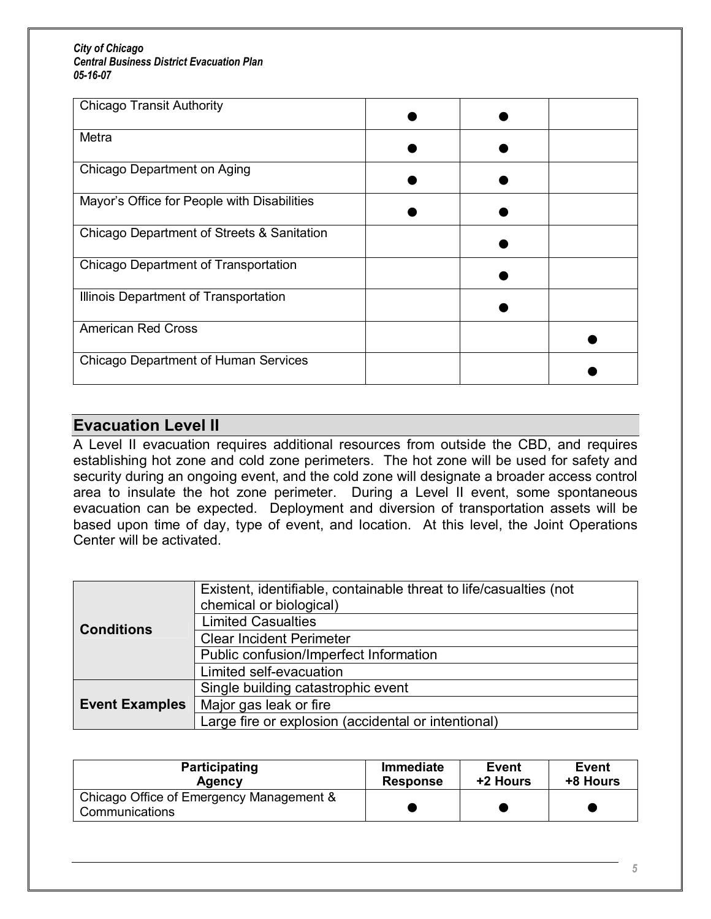| Participating Agency | Immediate Response | Event +2 Hours | Event +8 Hours |
|---|---|---|---|
| Chicago Transit Authority | ● | ● | |
| Metra | ● | ● | |
| Chicago Department on Aging | ● | ● | |
| Mayor's Office for People with Disabilities | ● | ● | |
| Chicago Department of Streets & Sanitation | | ● | |
| Chicago Department of Transportation | | ● | |
| Illinois Department of Transportation | | ● | |
| American Red Cross | | | ● |
| Chicago Department of Human Services | | | ● |

## Evacuation Level II

A Level II evacuation requires additional resources from outside the CBD, and requires establishing hot zone and cold zone perimeters. The hot zone will be used for safety and security during an ongoing event, and the cold zone will designate a broader access control area to insulate the hot zone perimeter. During a Level II event, some spontaneous evacuation can be expected. Deployment and diversion of transportation assets will be based upon time of day, type of event, and location. At this level, the Joint Operations Center will be activated.

| | |
|---|---|
| **Conditions** | Existent, identifiable, containable threat to life/casualties (not chemical or biological) |
| | Limited Casualties |
| | Clear Incident Perimeter |
| | Public confusion/Imperfect Information |
| | Limited self-evacuation |
| **Event Examples** | Single building catastrophic event |
| | Major gas leak or fire |
| | Large fire or explosion (accidental or intentional) |

| Participating Agency | Immediate Response | Event +2 Hours | Event +8 Hours |
|---|---|---|---|
| Chicago Office of Emergency Management & Communications | ● | ● | ● |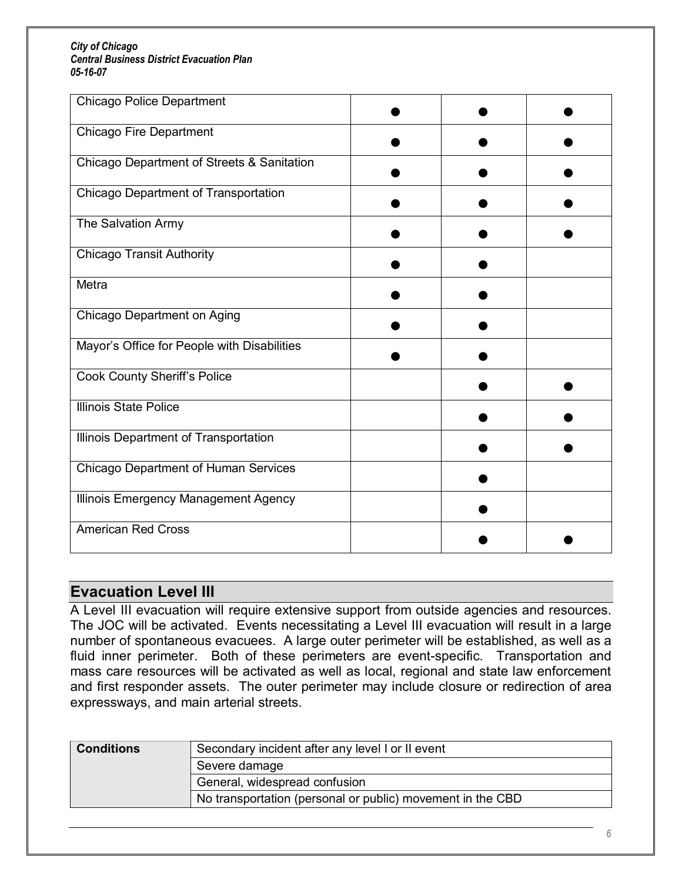| | | | |
|---|---|---|---|
| Chicago Police Department | ● | ● | ● |
| Chicago Fire Department | ● | ● | ● |
| Chicago Department of Streets & Sanitation | ● | ● | ● |
| Chicago Department of Transportation | ● | ● | ● |
| The Salvation Army | ● | ● | ● |
| Chicago Transit Authority | ● | ● | |
| Metra | ● | ● | |
| Chicago Department on Aging | ● | ● | |
| Mayor's Office for People with Disabilities | ● | ● | |
| Cook County Sheriff's Police | | ● | ● |
| Illinois State Police | | ● | ● |
| Illinois Department of Transportation | | ● | ● |
| Chicago Department of Human Services | | ● | |
| Illinois Emergency Management Agency | | ● | |
| American Red Cross | | ● | ● |

## Evacuation Level III

A Level III evacuation will require extensive support from outside agencies and resources. The JOC will be activated. Events necessitating a Level III evacuation will result in a large number of spontaneous evacuees. A large outer perimeter will be established, as well as a fluid inner perimeter. Both of these perimeters are event-specific. Transportation and mass care resources will be activated as well as local, regional and state law enforcement and first responder assets. The outer perimeter may include closure or redirection of area expressways, and main arterial streets.

| **Conditions** | Secondary incident after any level I or II event |
|---|---|
| | Severe damage |
| | General, widespread confusion |
| | No transportation (personal or public) movement in the CBD |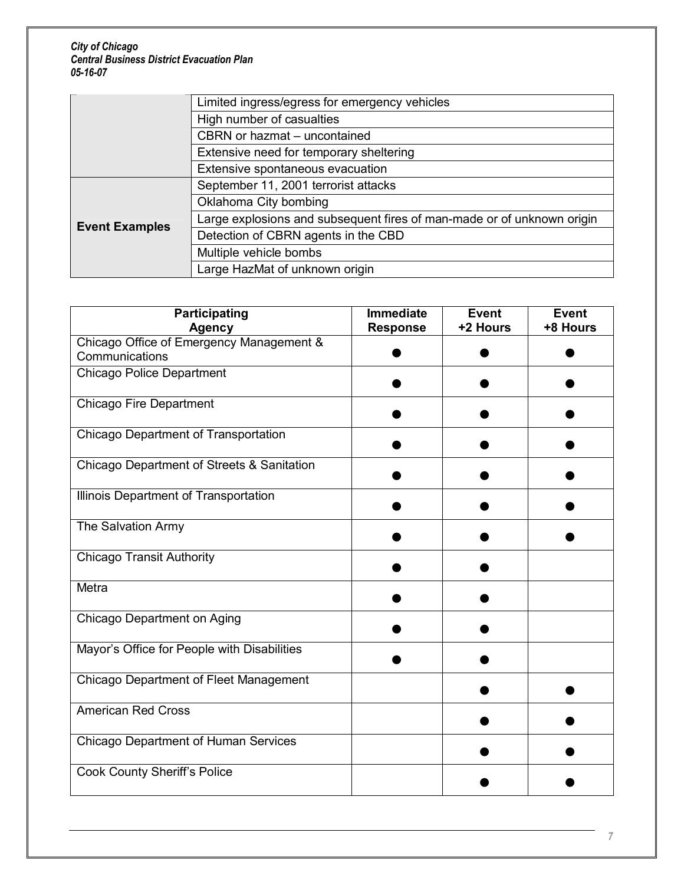| | |
|---|---|
| | Limited ingress/egress for emergency vehicles |
| | High number of casualties |
| | CBRN or hazmat – uncontained |
| | Extensive need for temporary sheltering |
| | Extensive spontaneous evacuation |
| **Event Examples** | September 11, 2001 terrorist attacks |
| | Oklahoma City bombing |
| | Large explosions and subsequent fires of man-made or of unknown origin |
| | Detection of CBRN agents in the CBD |
| | Multiple vehicle bombs |
| | Large HazMat of unknown origin |

| Participating Agency | Immediate Response | Event +2 Hours | Event +8 Hours |
|---|---|---|---|
| Chicago Office of Emergency Management & Communications | ● | ● | ● |
| Chicago Police Department | ● | ● | ● |
| Chicago Fire Department | ● | ● | ● |
| Chicago Department of Transportation | ● | ● | ● |
| Chicago Department of Streets & Sanitation | ● | ● | ● |
| Illinois Department of Transportation | ● | ● | ● |
| The Salvation Army | ● | ● | ● |
| Chicago Transit Authority | ● | ● | |
| Metra | ● | ● | |
| Chicago Department on Aging | ● | ● | |
| Mayor's Office for People with Disabilities | ● | ● | |
| Chicago Department of Fleet Management | | ● | ● |
| American Red Cross | | ● | ● |
| Chicago Department of Human Services | | ● | ● |
| Cook County Sheriff's Police | | ● | ● |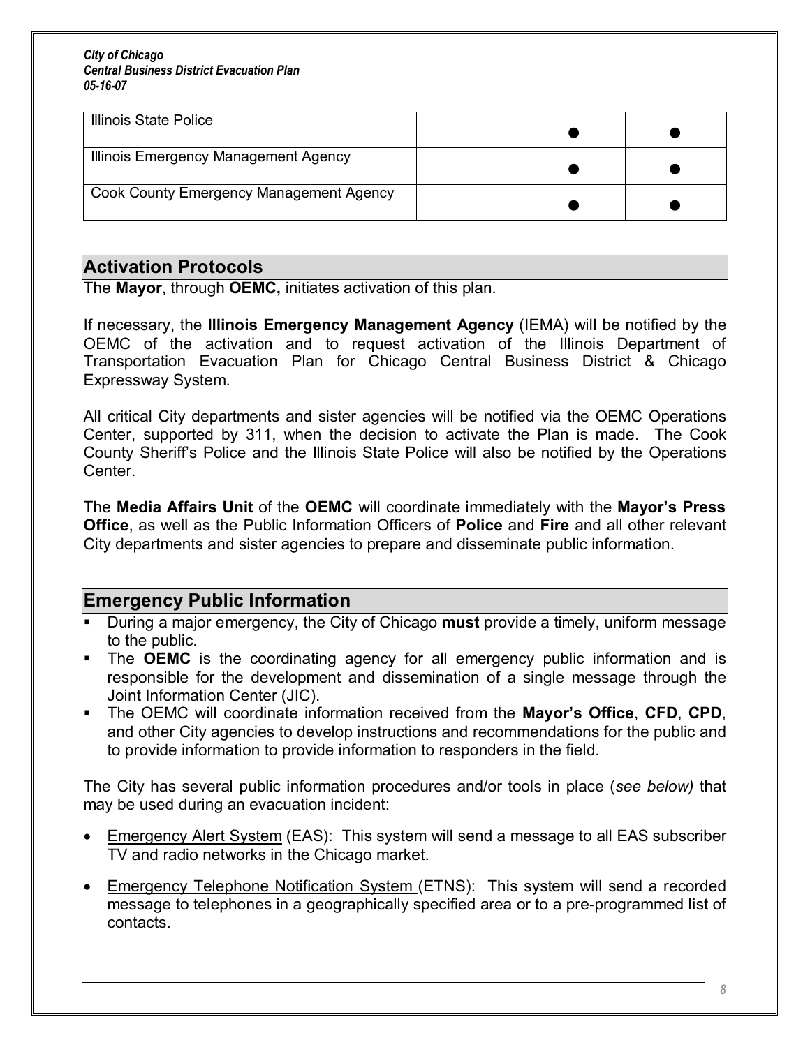| | | | |
|---|---|---|---|
| Illinois State Police | | ● | ● |
| Illinois Emergency Management Agency | | ● | ● |
| Cook County Emergency Management Agency | | ● | ● |

## Activation Protocols

The **Mayor**, through **OEMC,** initiates activation of this plan.

If necessary, the **Illinois Emergency Management Agency** (IEMA) will be notified by the OEMC of the activation and to request activation of the Illinois Department of Transportation Evacuation Plan for Chicago Central Business District & Chicago Expressway System.

All critical City departments and sister agencies will be notified via the OEMC Operations Center, supported by 311, when the decision to activate the Plan is made. The Cook County Sheriff's Police and the Illinois State Police will also be notified by the Operations Center.

The **Media Affairs Unit** of the **OEMC** will coordinate immediately with the **Mayor's Press Office**, as well as the Public Information Officers of **Police** and **Fire** and all other relevant City departments and sister agencies to prepare and disseminate public information.

## Emergency Public Information

- During a major emergency, the City of Chicago **must** provide a timely, uniform message to the public.
- The **OEMC** is the coordinating agency for all emergency public information and is responsible for the development and dissemination of a single message through the Joint Information Center (JIC).
- The OEMC will coordinate information received from the **Mayor's Office**, **CFD**, **CPD**, and other City agencies to develop instructions and recommendations for the public and to provide information to provide information to responders in the field.

The City has several public information procedures and/or tools in place (*see below)* that may be used during an evacuation incident:

- Emergency Alert System (EAS): This system will send a message to all EAS subscriber TV and radio networks in the Chicago market.
- Emergency Telephone Notification System (ETNS): This system will send a recorded message to telephones in a geographically specified area or to a pre-programmed list of contacts.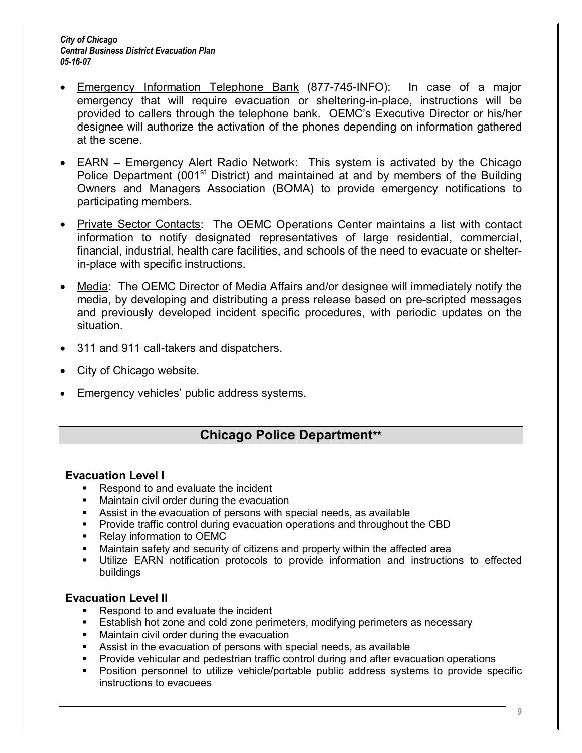- Emergency Information Telephone Bank (877-745-INFO): In case of a major emergency that will require evacuation or sheltering-in-place, instructions will be provided to callers through the telephone bank. OEMC's Executive Director or his/her designee will authorize the activation of the phones depending on information gathered at the scene.
- EARN – Emergency Alert Radio Network: This system is activated by the Chicago Police Department (001$^{st}$ District) and maintained at and by members of the Building Owners and Managers Association (BOMA) to provide emergency notifications to participating members.
- Private Sector Contacts: The OEMC Operations Center maintains a list with contact information to notify designated representatives of large residential, commercial, financial, industrial, health care facilities, and schools of the need to evacuate or shelter-in-place with specific instructions.
- Media: The OEMC Director of Media Affairs and/or designee will immediately notify the media, by developing and distributing a press release based on pre-scripted messages and previously developed incident specific procedures, with periodic updates on the situation.
- 311 and 911 call-takers and dispatchers.
- City of Chicago website.
- Emergency vehicles' public address systems.

## Chicago Police Department**

### Evacuation Level I

- Respond to and evaluate the incident
- Maintain civil order during the evacuation
- Assist in the evacuation of persons with special needs, as available
- Provide traffic control during evacuation operations and throughout the CBD
- Relay information to OEMC
- Maintain safety and security of citizens and property within the affected area
- Utilize EARN notification protocols to provide information and instructions to effected buildings

### Evacuation Level II

- Respond to and evaluate the incident
- Establish hot zone and cold zone perimeters, modifying perimeters as necessary
- Maintain civil order during the evacuation
- Assist in the evacuation of persons with special needs, as available
- Provide vehicular and pedestrian traffic control during and after evacuation operations
- Position personnel to utilize vehicle/portable public address systems to provide specific instructions to evacuees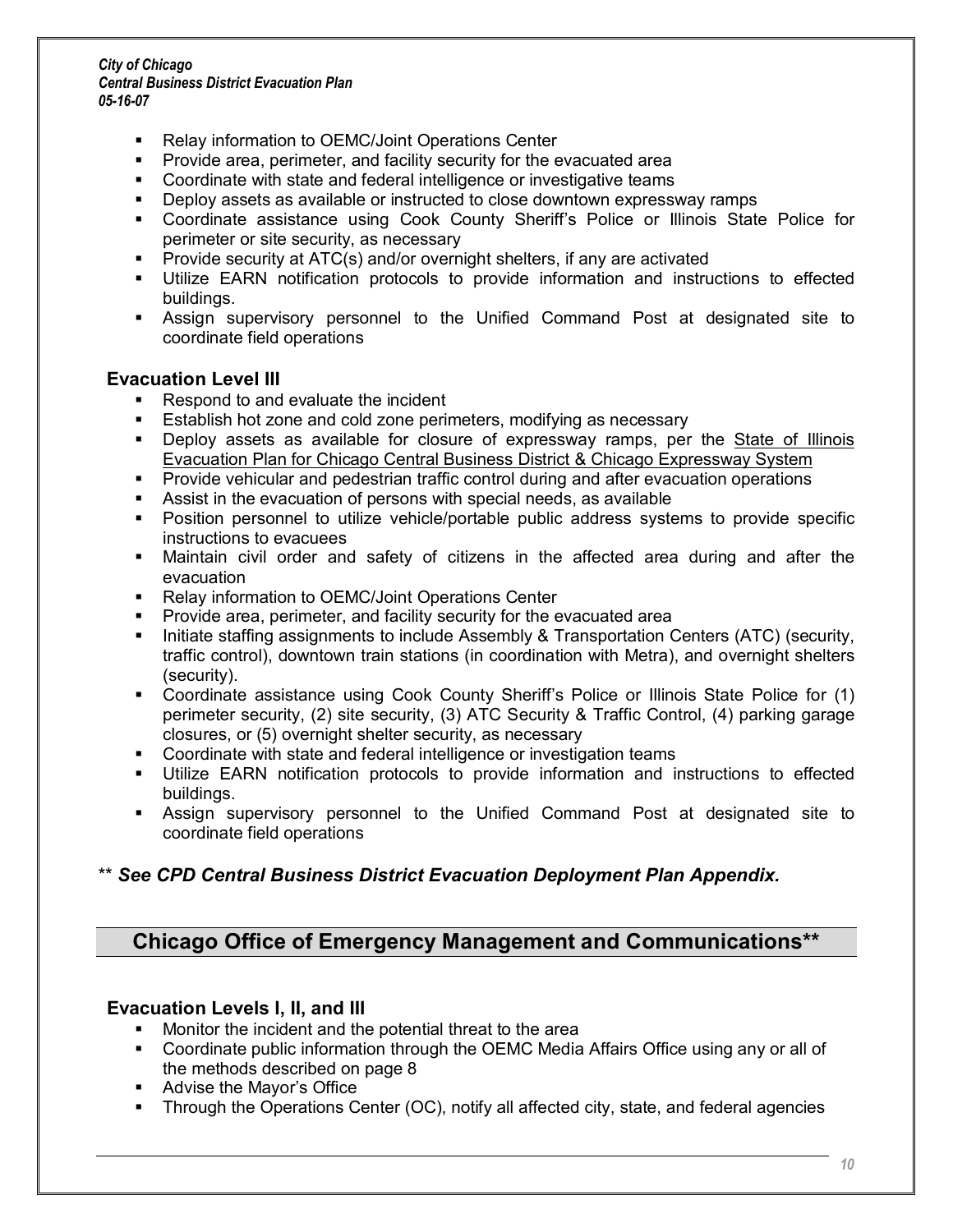- Relay information to OEMC/Joint Operations Center
- Provide area, perimeter, and facility security for the evacuated area
- Coordinate with state and federal intelligence or investigative teams
- Deploy assets as available or instructed to close downtown expressway ramps
- Coordinate assistance using Cook County Sheriff's Police or Illinois State Police for perimeter or site security, as necessary
- Provide security at ATC(s) and/or overnight shelters, if any are activated
- Utilize EARN notification protocols to provide information and instructions to effected buildings.
- Assign supervisory personnel to the Unified Command Post at designated site to coordinate field operations

### Evacuation Level III

- Respond to and evaluate the incident
- Establish hot zone and cold zone perimeters, modifying as necessary
- Deploy assets as available for closure of expressway ramps, per the State of Illinois Evacuation Plan for Chicago Central Business District & Chicago Expressway System
- Provide vehicular and pedestrian traffic control during and after evacuation operations
- Assist in the evacuation of persons with special needs, as available
- Position personnel to utilize vehicle/portable public address systems to provide specific instructions to evacuees
- Maintain civil order and safety of citizens in the affected area during and after the evacuation
- Relay information to OEMC/Joint Operations Center
- Provide area, perimeter, and facility security for the evacuated area
- Initiate staffing assignments to include Assembly & Transportation Centers (ATC) (security, traffic control), downtown train stations (in coordination with Metra), and overnight shelters (security).
- Coordinate assistance using Cook County Sheriff's Police or Illinois State Police for (1) perimeter security, (2) site security, (3) ATC Security & Traffic Control, (4) parking garage closures, or (5) overnight shelter security, as necessary
- Coordinate with state and federal intelligence or investigation teams
- Utilize EARN notification protocols to provide information and instructions to effected buildings.
- Assign supervisory personnel to the Unified Command Post at designated site to coordinate field operations

** ***See CPD Central Business District Evacuation Deployment Plan Appendix.***

## Chicago Office of Emergency Management and Communications**

### Evacuation Levels I, II, and III

- Monitor the incident and the potential threat to the area
- Coordinate public information through the OEMC Media Affairs Office using any or all of the methods described on page 8
- Advise the Mayor's Office
- Through the Operations Center (OC), notify all affected city, state, and federal agencies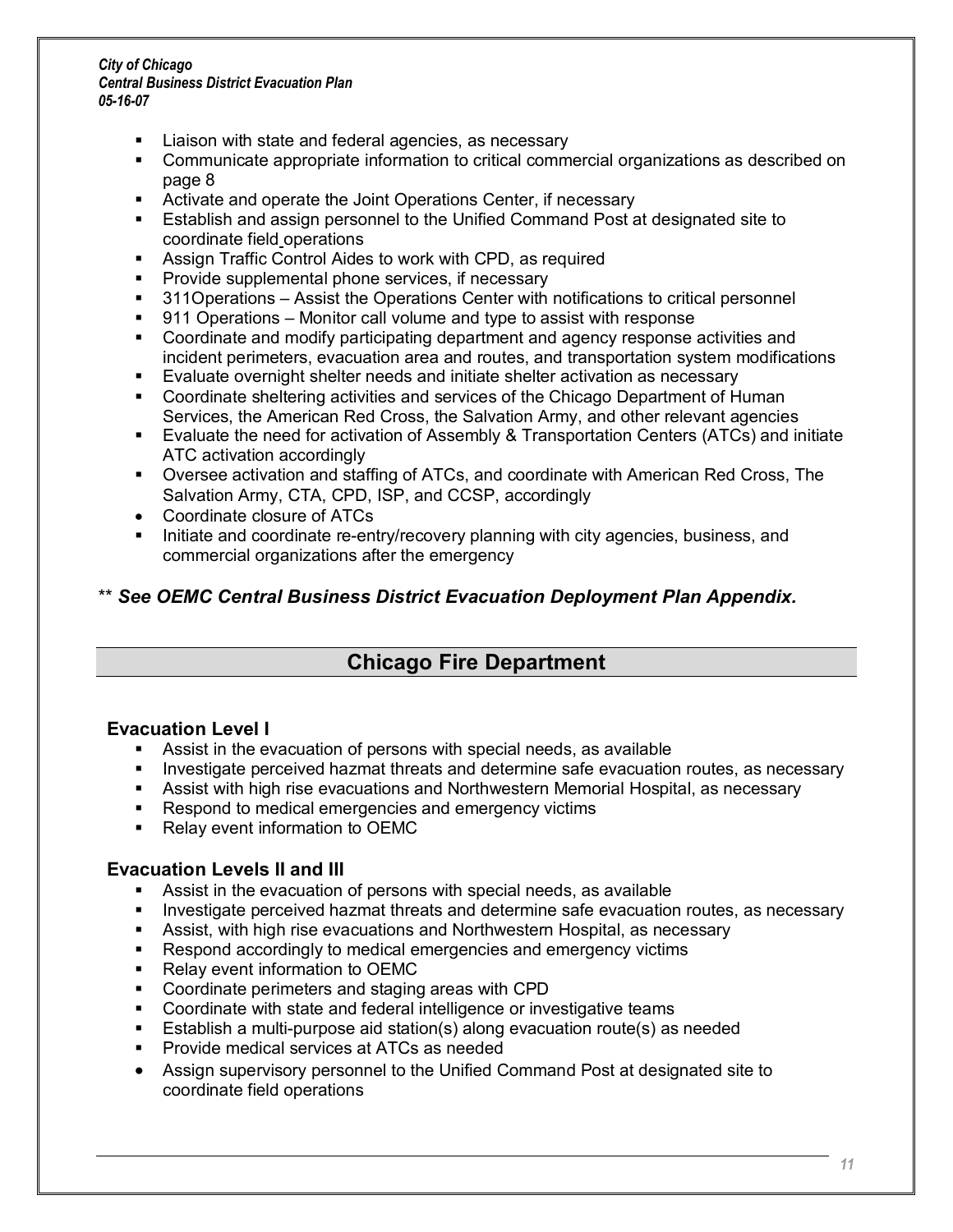- Liaison with state and federal agencies, as necessary
- Communicate appropriate information to critical commercial organizations as described on page 8
- Activate and operate the Joint Operations Center, if necessary
- Establish and assign personnel to the Unified Command Post at designated site to coordinate field operations
- Assign Traffic Control Aides to work with CPD, as required
- Provide supplemental phone services, if necessary
- 311Operations – Assist the Operations Center with notifications to critical personnel
- 911 Operations – Monitor call volume and type to assist with response
- Coordinate and modify participating department and agency response activities and incident perimeters, evacuation area and routes, and transportation system modifications
- Evaluate overnight shelter needs and initiate shelter activation as necessary
- Coordinate sheltering activities and services of the Chicago Department of Human Services, the American Red Cross, the Salvation Army, and other relevant agencies
- Evaluate the need for activation of Assembly & Transportation Centers (ATCs) and initiate ATC activation accordingly
- Oversee activation and staffing of ATCs, and coordinate with American Red Cross, The Salvation Army, CTA, CPD, ISP, and CCSP, accordingly
- Coordinate closure of ATCs
- Initiate and coordinate re-entry/recovery planning with city agencies, business, and commercial organizations after the emergency

\*\* ***See OEMC Central Business District Evacuation Deployment Plan Appendix.***

## Chicago Fire Department

### Evacuation Level I

- Assist in the evacuation of persons with special needs, as available
- Investigate perceived hazmat threats and determine safe evacuation routes, as necessary
- Assist with high rise evacuations and Northwestern Memorial Hospital, as necessary
- Respond to medical emergencies and emergency victims
- Relay event information to OEMC

### Evacuation Levels II and III

- Assist in the evacuation of persons with special needs, as available
- Investigate perceived hazmat threats and determine safe evacuation routes, as necessary
- Assist, with high rise evacuations and Northwestern Hospital, as necessary
- Respond accordingly to medical emergencies and emergency victims
- Relay event information to OEMC
- Coordinate perimeters and staging areas with CPD
- Coordinate with state and federal intelligence or investigative teams
- Establish a multi-purpose aid station(s) along evacuation route(s) as needed
- Provide medical services at ATCs as needed
- Assign supervisory personnel to the Unified Command Post at designated site to coordinate field operations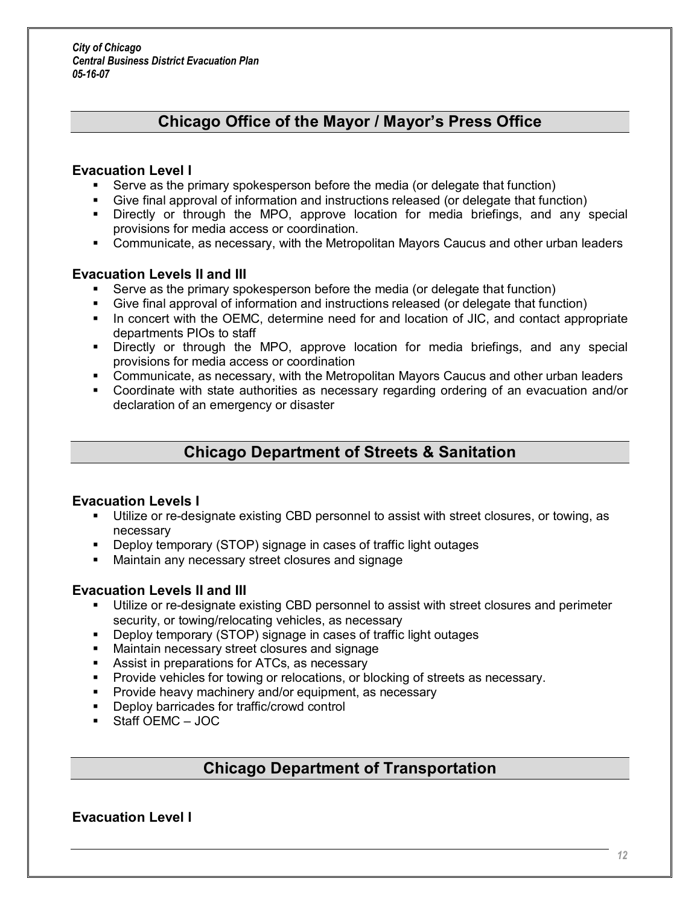## Chicago Office of the Mayor / Mayor's Press Office

### Evacuation Level I

- Serve as the primary spokesperson before the media (or delegate that function)
- Give final approval of information and instructions released (or delegate that function)
- Directly or through the MPO, approve location for media briefings, and any special provisions for media access or coordination.
- Communicate, as necessary, with the Metropolitan Mayors Caucus and other urban leaders

### Evacuation Levels II and III

- Serve as the primary spokesperson before the media (or delegate that function)
- Give final approval of information and instructions released (or delegate that function)
- In concert with the OEMC, determine need for and location of JIC, and contact appropriate departments PIOs to staff
- Directly or through the MPO, approve location for media briefings, and any special provisions for media access or coordination
- Communicate, as necessary, with the Metropolitan Mayors Caucus and other urban leaders
- Coordinate with state authorities as necessary regarding ordering of an evacuation and/or declaration of an emergency or disaster

## Chicago Department of Streets & Sanitation

### Evacuation Levels I

- Utilize or re-designate existing CBD personnel to assist with street closures, or towing, as necessary
- Deploy temporary (STOP) signage in cases of traffic light outages
- Maintain any necessary street closures and signage

### Evacuation Levels II and III

- Utilize or re-designate existing CBD personnel to assist with street closures and perimeter security, or towing/relocating vehicles, as necessary
- Deploy temporary (STOP) signage in cases of traffic light outages
- Maintain necessary street closures and signage
- Assist in preparations for ATCs, as necessary
- Provide vehicles for towing or relocations, or blocking of streets as necessary.
- Provide heavy machinery and/or equipment, as necessary
- Deploy barricades for traffic/crowd control
- Staff OEMC – JOC

## Chicago Department of Transportation

### Evacuation Level I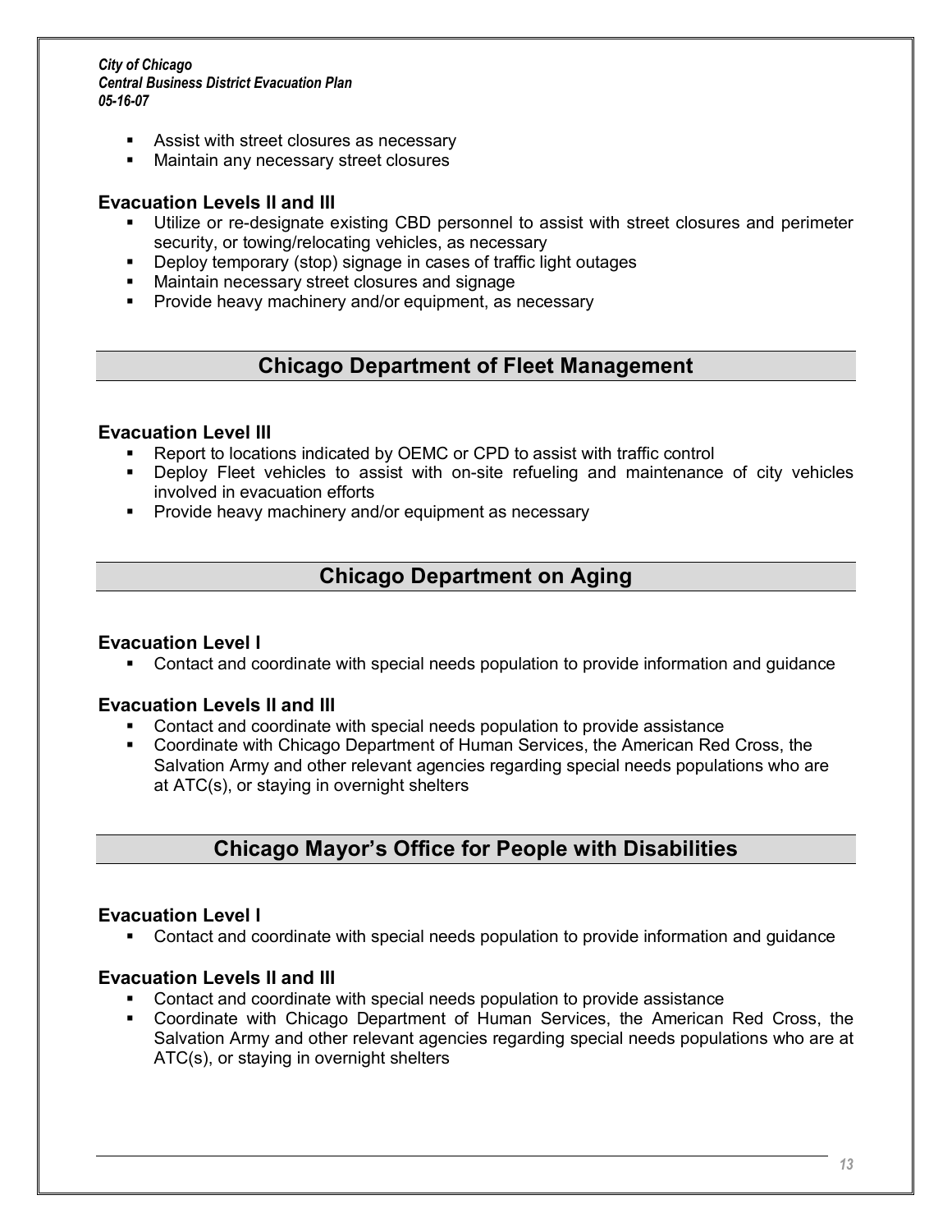- Assist with street closures as necessary
- Maintain any necessary street closures

### Evacuation Levels II and III

- Utilize or re-designate existing CBD personnel to assist with street closures and perimeter security, or towing/relocating vehicles, as necessary
- Deploy temporary (stop) signage in cases of traffic light outages
- Maintain necessary street closures and signage
- Provide heavy machinery and/or equipment, as necessary

## Chicago Department of Fleet Management

### Evacuation Level III

- Report to locations indicated by OEMC or CPD to assist with traffic control
- Deploy Fleet vehicles to assist with on-site refueling and maintenance of city vehicles involved in evacuation efforts
- Provide heavy machinery and/or equipment as necessary

## Chicago Department on Aging

### Evacuation Level I

- Contact and coordinate with special needs population to provide information and guidance

### Evacuation Levels II and III

- Contact and coordinate with special needs population to provide assistance
- Coordinate with Chicago Department of Human Services, the American Red Cross, the Salvation Army and other relevant agencies regarding special needs populations who are at ATC(s), or staying in overnight shelters

## Chicago Mayor's Office for People with Disabilities

### Evacuation Level I

- Contact and coordinate with special needs population to provide information and guidance

### Evacuation Levels II and III

- Contact and coordinate with special needs population to provide assistance
- Coordinate with Chicago Department of Human Services, the American Red Cross, the Salvation Army and other relevant agencies regarding special needs populations who are at ATC(s), or staying in overnight shelters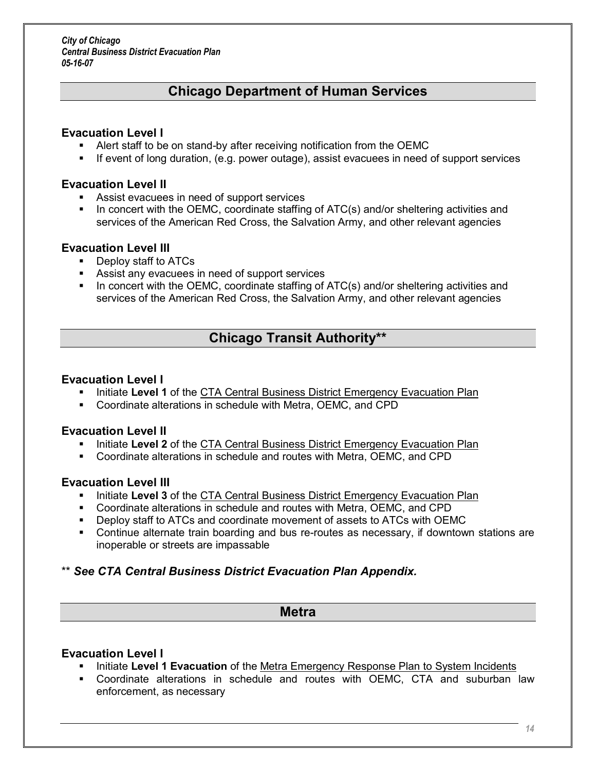## Chicago Department of Human Services

### Evacuation Level I

- Alert staff to be on stand-by after receiving notification from the OEMC
- If event of long duration, (e.g. power outage), assist evacuees in need of support services

### Evacuation Level II

- Assist evacuees in need of support services
- In concert with the OEMC, coordinate staffing of ATC(s) and/or sheltering activities and services of the American Red Cross, the Salvation Army, and other relevant agencies

### Evacuation Level III

- Deploy staff to ATCs
- Assist any evacuees in need of support services
- In concert with the OEMC, coordinate staffing of ATC(s) and/or sheltering activities and services of the American Red Cross, the Salvation Army, and other relevant agencies

## Chicago Transit Authority**

### Evacuation Level I

- Initiate **Level 1** of the CTA Central Business District Emergency Evacuation Plan
- Coordinate alterations in schedule with Metra, OEMC, and CPD

### Evacuation Level II

- Initiate **Level 2** of the CTA Central Business District Emergency Evacuation Plan
- Coordinate alterations in schedule and routes with Metra, OEMC, and CPD

### Evacuation Level III

- Initiate **Level 3** of the CTA Central Business District Emergency Evacuation Plan
- Coordinate alterations in schedule and routes with Metra, OEMC, and CPD
- Deploy staff to ATCs and coordinate movement of assets to ATCs with OEMC
- Continue alternate train boarding and bus re-routes as necessary, if downtown stations are inoperable or streets are impassable

** ***See CTA Central Business District Evacuation Plan Appendix.***

## Metra

### Evacuation Level I

- Initiate **Level 1 Evacuation** of the Metra Emergency Response Plan to System Incidents
- Coordinate alterations in schedule and routes with OEMC, CTA and suburban law enforcement, as necessary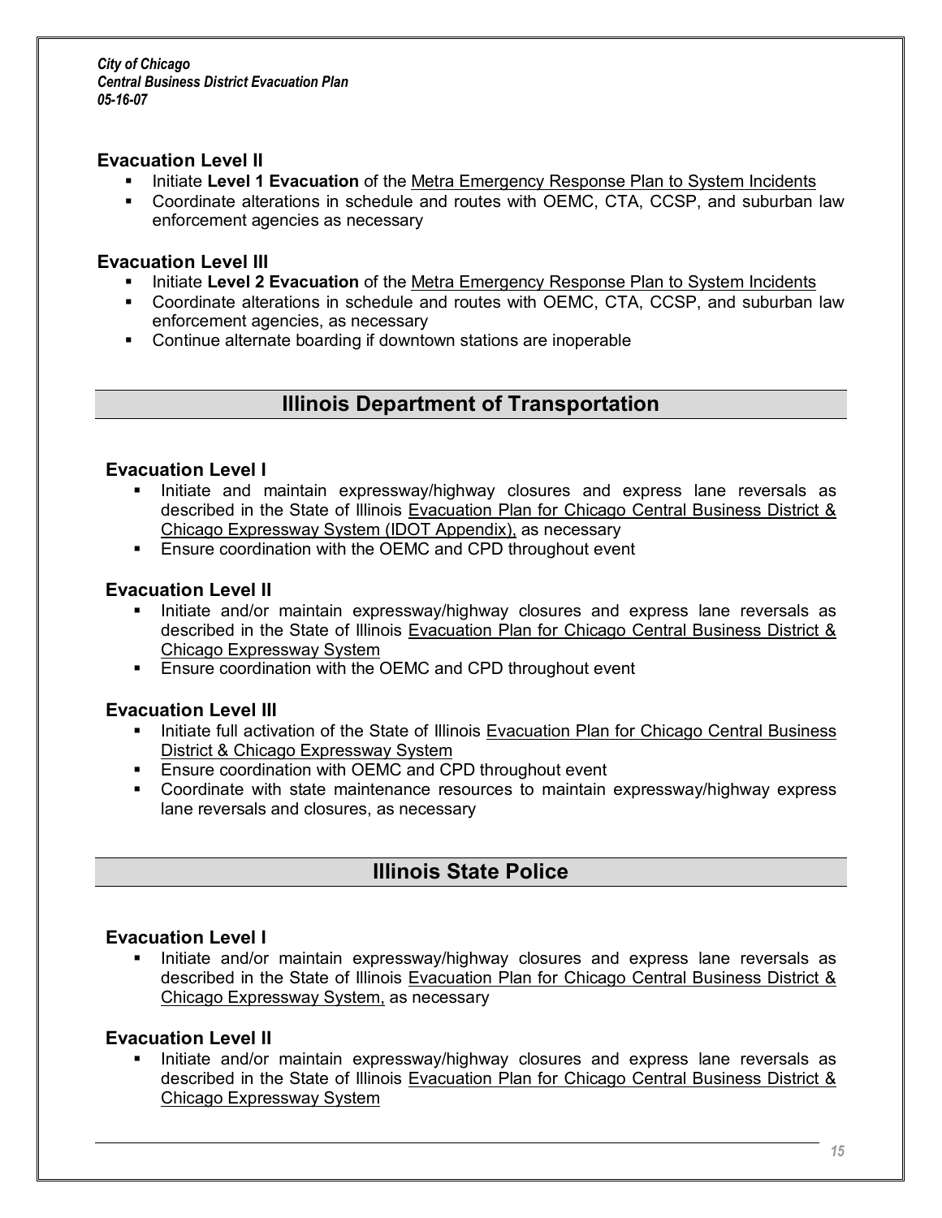### Evacuation Level II

- Initiate **Level 1 Evacuation** of the Metra Emergency Response Plan to System Incidents
- Coordinate alterations in schedule and routes with OEMC, CTA, CCSP, and suburban law enforcement agencies as necessary

### Evacuation Level III

- Initiate **Level 2 Evacuation** of the Metra Emergency Response Plan to System Incidents
- Coordinate alterations in schedule and routes with OEMC, CTA, CCSP, and suburban law enforcement agencies, as necessary
- Continue alternate boarding if downtown stations are inoperable

## Illinois Department of Transportation

### Evacuation Level I

- Initiate and maintain expressway/highway closures and express lane reversals as described in the State of Illinois Evacuation Plan for Chicago Central Business District & Chicago Expressway System (IDOT Appendix), as necessary
- Ensure coordination with the OEMC and CPD throughout event

### Evacuation Level II

- Initiate and/or maintain expressway/highway closures and express lane reversals as described in the State of Illinois Evacuation Plan for Chicago Central Business District & Chicago Expressway System
- Ensure coordination with the OEMC and CPD throughout event

### Evacuation Level III

- Initiate full activation of the State of Illinois Evacuation Plan for Chicago Central Business District & Chicago Expressway System
- Ensure coordination with OEMC and CPD throughout event
- Coordinate with state maintenance resources to maintain expressway/highway express lane reversals and closures, as necessary

## Illinois State Police

### Evacuation Level I

- Initiate and/or maintain expressway/highway closures and express lane reversals as described in the State of Illinois Evacuation Plan for Chicago Central Business District & Chicago Expressway System, as necessary

### Evacuation Level II

- Initiate and/or maintain expressway/highway closures and express lane reversals as described in the State of Illinois Evacuation Plan for Chicago Central Business District & Chicago Expressway System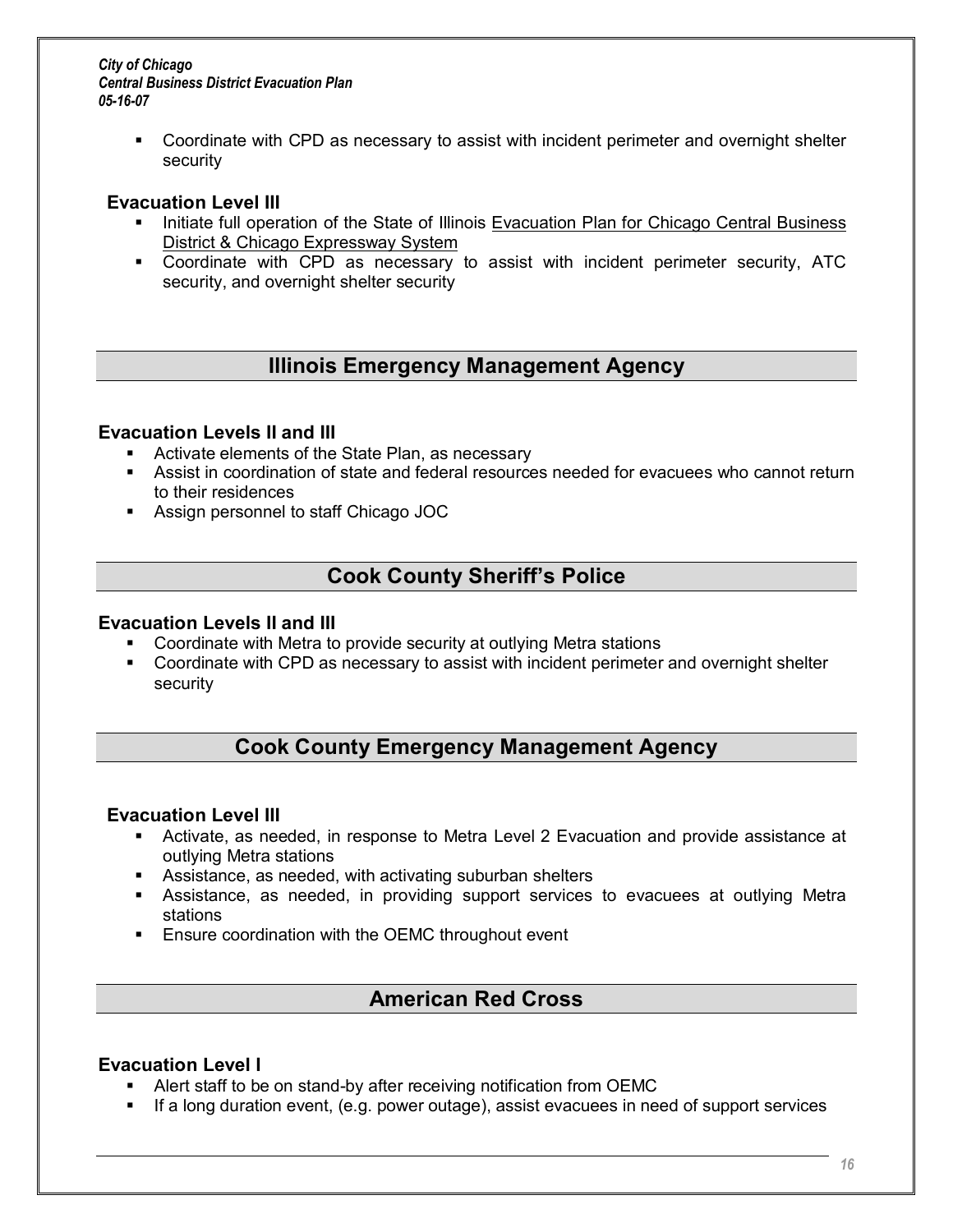- Coordinate with CPD as necessary to assist with incident perimeter and overnight shelter security

**Evacuation Level III**

- Initiate full operation of the State of Illinois Evacuation Plan for Chicago Central Business District & Chicago Expressway System
- Coordinate with CPD as necessary to assist with incident perimeter security, ATC security, and overnight shelter security

## Illinois Emergency Management Agency

**Evacuation Levels II and III**

- Activate elements of the State Plan, as necessary
- Assist in coordination of state and federal resources needed for evacuees who cannot return to their residences
- Assign personnel to staff Chicago JOC

## Cook County Sheriff's Police

**Evacuation Levels II and III**

- Coordinate with Metra to provide security at outlying Metra stations
- Coordinate with CPD as necessary to assist with incident perimeter and overnight shelter security

## Cook County Emergency Management Agency

**Evacuation Level III**

- Activate, as needed, in response to Metra Level 2 Evacuation and provide assistance at outlying Metra stations
- Assistance, as needed, with activating suburban shelters
- Assistance, as needed, in providing support services to evacuees at outlying Metra stations
- Ensure coordination with the OEMC throughout event

## American Red Cross

**Evacuation Level I**

- Alert staff to be on stand-by after receiving notification from OEMC
- If a long duration event, (e.g. power outage), assist evacuees in need of support services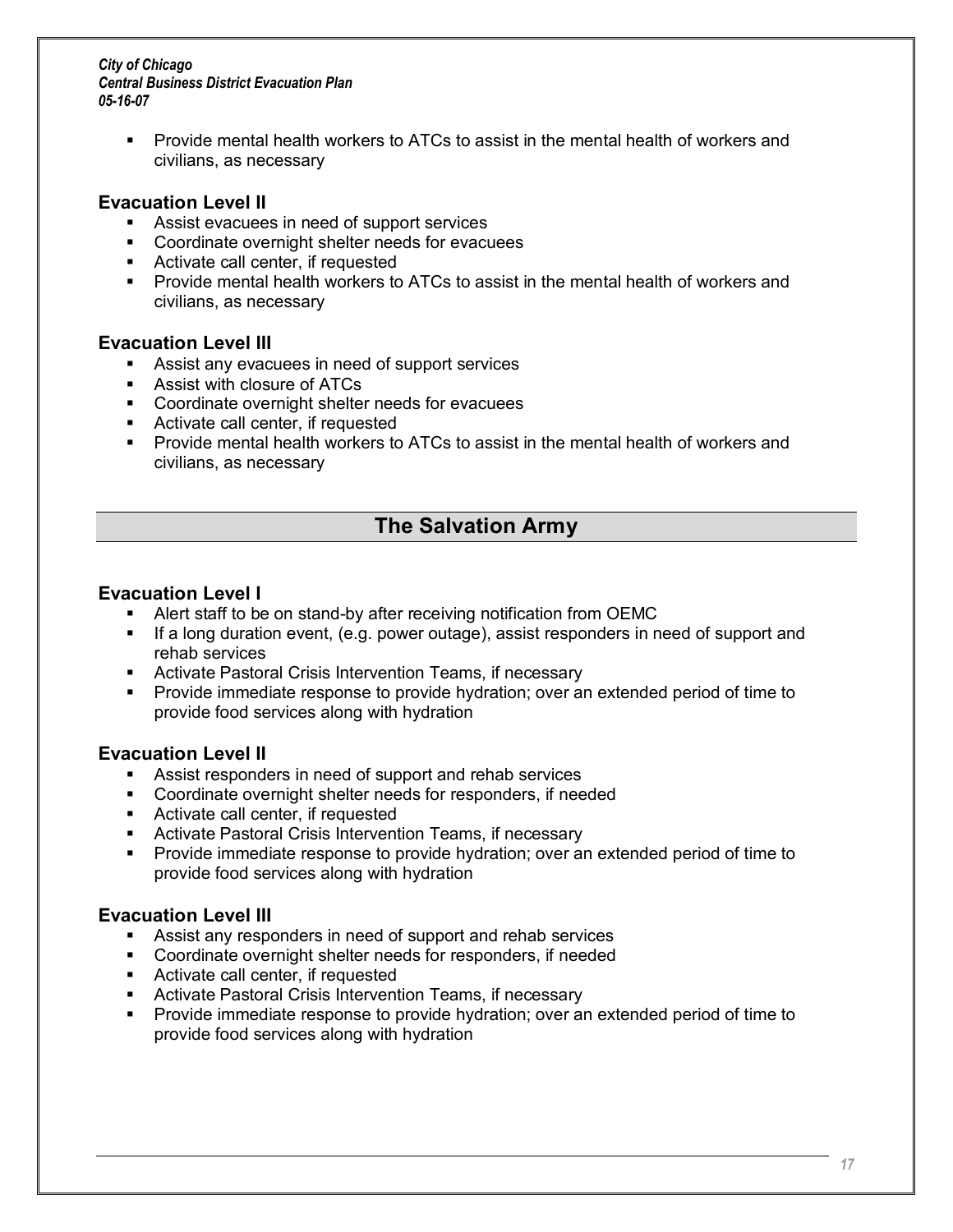- Provide mental health workers to ATCs to assist in the mental health of workers and civilians, as necessary

### Evacuation Level II

- Assist evacuees in need of support services
- Coordinate overnight shelter needs for evacuees
- Activate call center, if requested
- Provide mental health workers to ATCs to assist in the mental health of workers and civilians, as necessary

### Evacuation Level III

- Assist any evacuees in need of support services
- Assist with closure of ATCs
- Coordinate overnight shelter needs for evacuees
- Activate call center, if requested
- Provide mental health workers to ATCs to assist in the mental health of workers and civilians, as necessary

## The Salvation Army

### Evacuation Level I

- Alert staff to be on stand-by after receiving notification from OEMC
- If a long duration event, (e.g. power outage), assist responders in need of support and rehab services
- Activate Pastoral Crisis Intervention Teams, if necessary
- Provide immediate response to provide hydration; over an extended period of time to provide food services along with hydration

### Evacuation Level II

- Assist responders in need of support and rehab services
- Coordinate overnight shelter needs for responders, if needed
- Activate call center, if requested
- Activate Pastoral Crisis Intervention Teams, if necessary
- Provide immediate response to provide hydration; over an extended period of time to provide food services along with hydration

### Evacuation Level III

- Assist any responders in need of support and rehab services
- Coordinate overnight shelter needs for responders, if needed
- Activate call center, if requested
- Activate Pastoral Crisis Intervention Teams, if necessary
- Provide immediate response to provide hydration; over an extended period of time to provide food services along with hydration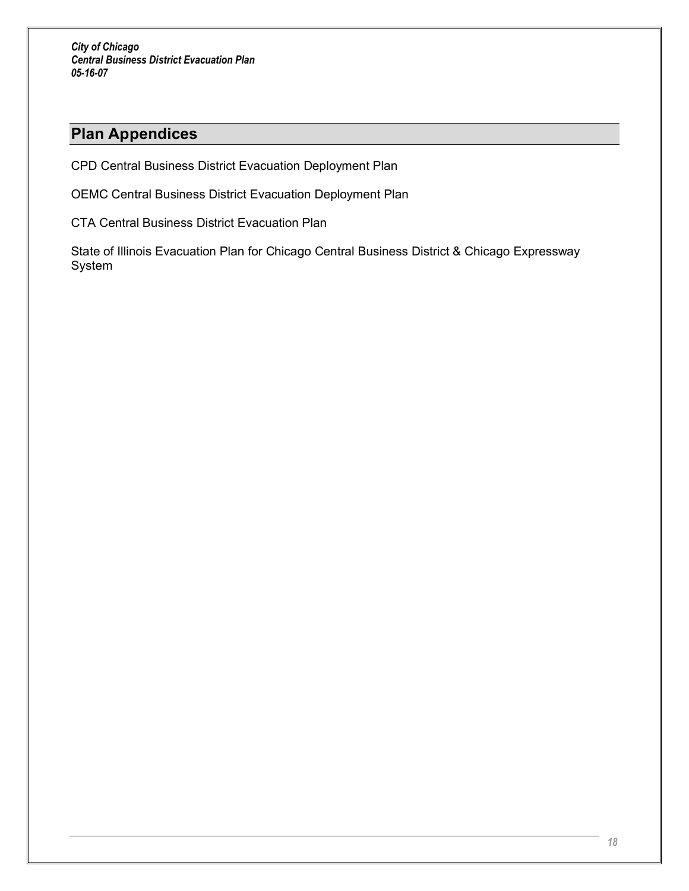## Plan Appendices

CPD Central Business District Evacuation Deployment Plan

OEMC Central Business District Evacuation Deployment Plan

CTA Central Business District Evacuation Plan

State of Illinois Evacuation Plan for Chicago Central Business District & Chicago Expressway System